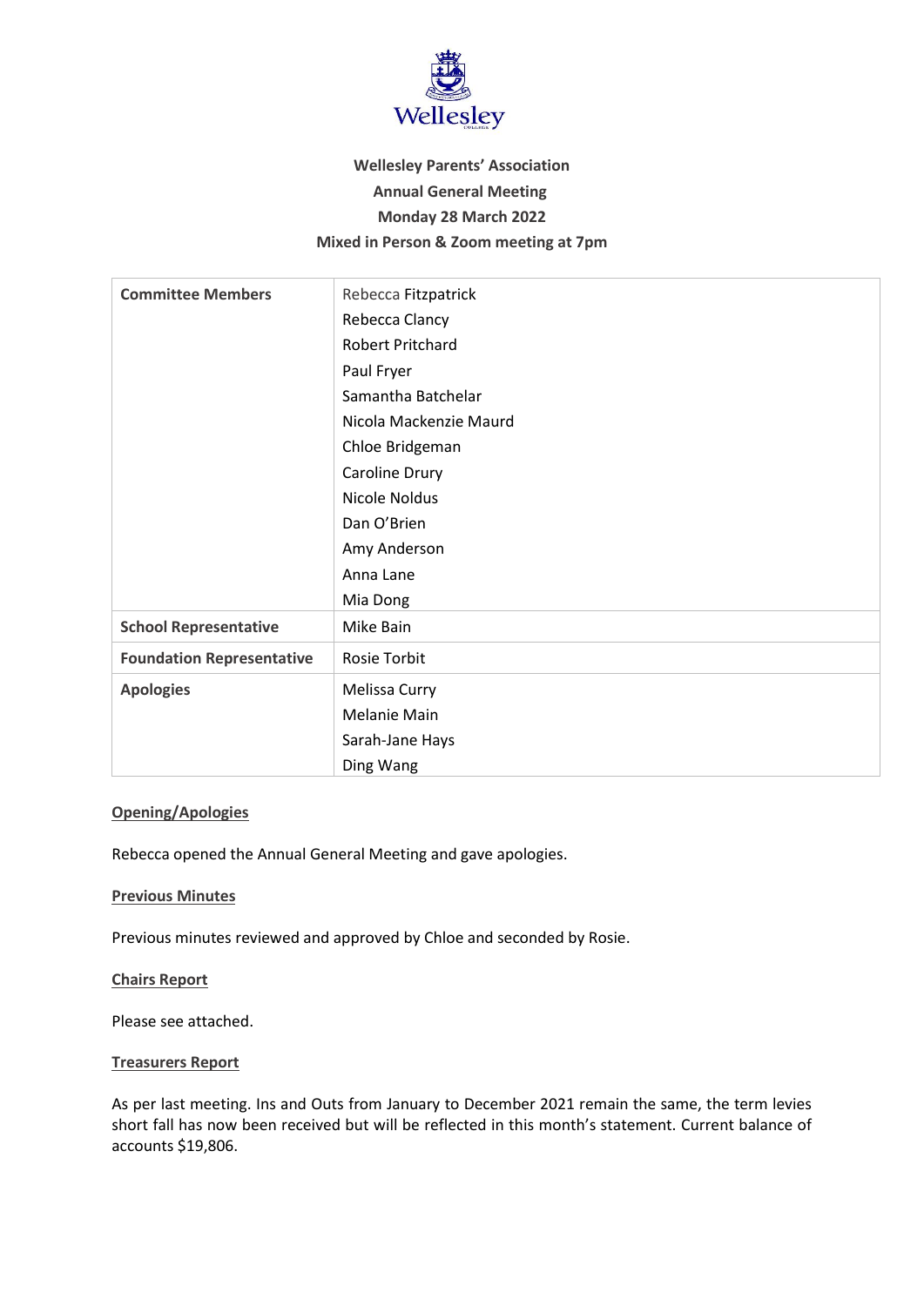**Wellesley Parents' Association**
**Annual General Meeting**
**Monday 28 March 2022**
**Mixed in Person & Zoom meeting at 7pm**

| **Committee Members** | Rebecca Fitzpatrick<br>Rebecca Clancy<br>Robert Pritchard<br>Paul Fryer<br>Samantha Batchelar<br>Nicola Mackenzie Maurd<br>Chloe Bridgeman<br>Caroline Drury<br>Nicole Noldus<br>Dan O'Brien<br>Amy Anderson<br>Anna Lane<br>Mia Dong |
|---|---|
| **School Representative** | Mike Bain |
| **Foundation Representative** | Rosie Torbit |
| **Apologies** | Melissa Curry<br>Melanie Main<br>Sarah-Jane Hays<br>Ding Wang |

**Opening/Apologies**

Rebecca opened the Annual General Meeting and gave apologies.

**Previous Minutes**

Previous minutes reviewed and approved by Chloe and seconded by Rosie.

**Chairs Report**

Please see attached.

**Treasurers Report**

As per last meeting. Ins and Outs from January to December 2021 remain the same, the term levies short fall has now been received but will be reflected in this month's statement. Current balance of accounts $19,806.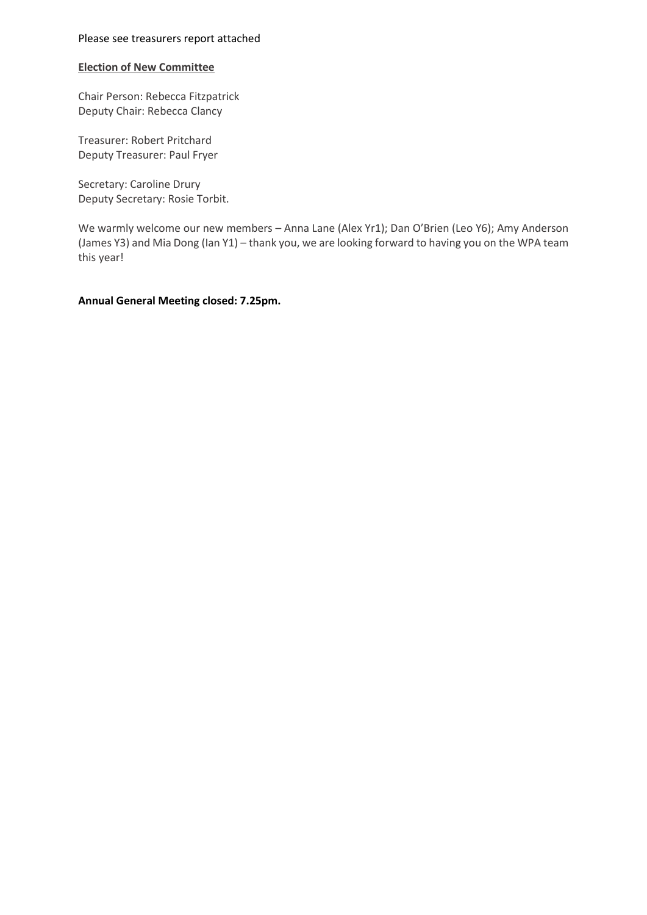Please see treasurers report attached

**Election of New Committee**

Chair Person: Rebecca Fitzpatrick
Deputy Chair: Rebecca Clancy

Treasurer: Robert Pritchard
Deputy Treasurer: Paul Fryer

Secretary: Caroline Drury
Deputy Secretary: Rosie Torbit.

We warmly welcome our new members – Anna Lane (Alex Yr1); Dan O'Brien (Leo Y6); Amy Anderson (James Y3) and Mia Dong (Ian Y1) – thank you, we are looking forward to having you on the WPA team this year!

**Annual General Meeting closed: 7.25pm.**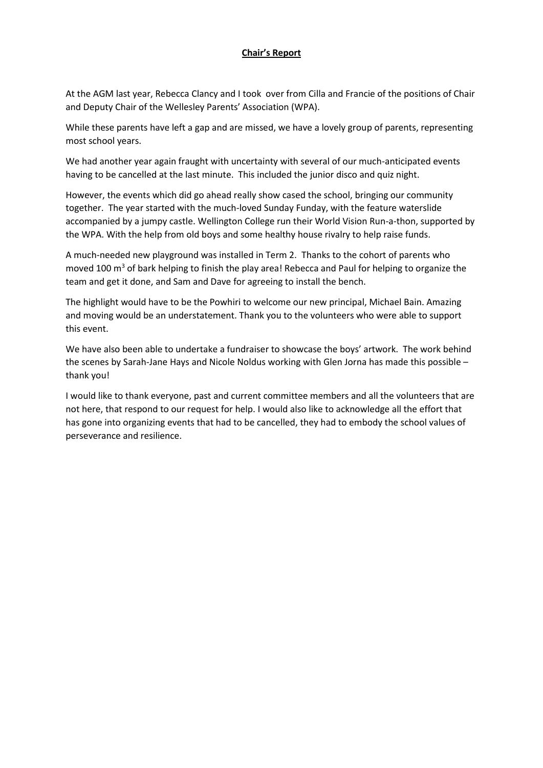## Chair's Report

At the AGM last year, Rebecca Clancy and I took over from Cilla and Francie of the positions of Chair and Deputy Chair of the Wellesley Parents' Association (WPA).

While these parents have left a gap and are missed, we have a lovely group of parents, representing most school years.

We had another year again fraught with uncertainty with several of our much-anticipated events having to be cancelled at the last minute. This included the junior disco and quiz night.

However, the events which did go ahead really show cased the school, bringing our community together. The year started with the much-loved Sunday Funday, with the feature waterslide accompanied by a jumpy castle. Wellington College run their World Vision Run-a-thon, supported by the WPA. With the help from old boys and some healthy house rivalry to help raise funds.

A much-needed new playground was installed in Term 2. Thanks to the cohort of parents who moved 100 $m^3$ of bark helping to finish the play area! Rebecca and Paul for helping to organize the team and get it done, and Sam and Dave for agreeing to install the bench.

The highlight would have to be the Powhiri to welcome our new principal, Michael Bain. Amazing and moving would be an understatement. Thank you to the volunteers who were able to support this event.

We have also been able to undertake a fundraiser to showcase the boys' artwork. The work behind the scenes by Sarah-Jane Hays and Nicole Noldus working with Glen Jorna has made this possible – thank you!

I would like to thank everyone, past and current committee members and all the volunteers that are not here, that respond to our request for help. I would also like to acknowledge all the effort that has gone into organizing events that had to be cancelled, they had to embody the school values of perseverance and resilience.